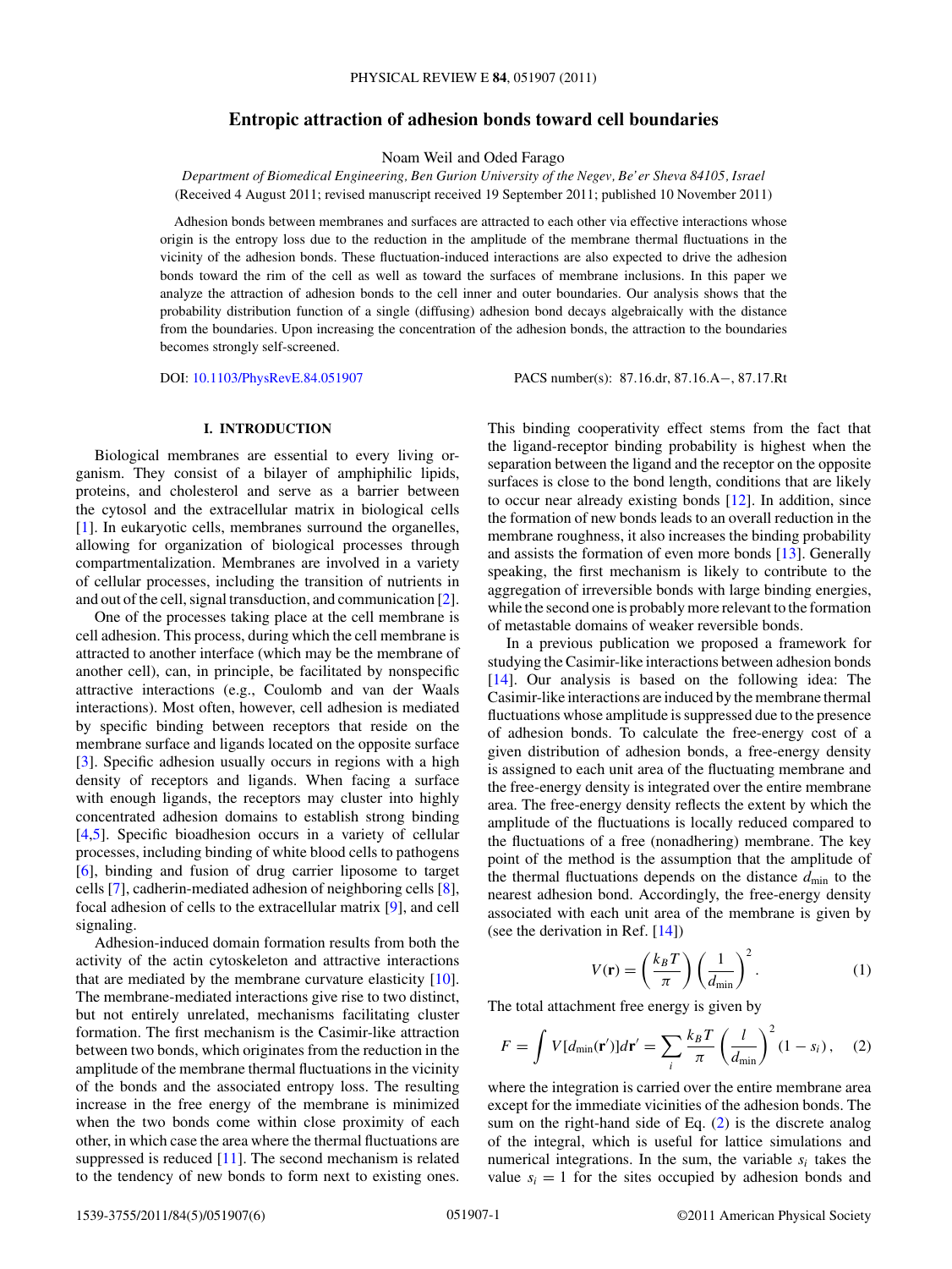# Entropic attraction of adhesion bonds toward cell boundaries

Noam Weil and Oded Farago

*Department of Biomedical Engineering, Ben Gurion University of the Negev, Be'er Sheva 84105, Israel*

(Received 4 August 2011; revised manuscript received 19 September 2011; published 10 November 2011)

Adhesion bonds between membranes and surfaces are attracted to each other via effective interactions whose origin is the entropy loss due to the reduction in the amplitude of the membrane thermal fluctuations in the vicinity of the adhesion bonds. These fluctuation-induced interactions are also expected to drive the adhesion bonds toward the rim of the cell as well as toward the surfaces of membrane inclusions. In this paper we analyze the attraction of adhesion bonds to the cell inner and outer boundaries. Our analysis shows that the probability distribution function of a single (diffusing) adhesion bond decays algebraically with the distance from the boundaries. Upon increasing the concentration of the adhesion bonds, the attraction to the boundaries becomes strongly self-screened.

DOI: 10.1103/PhysRevE.84.051907 PACS number(s): 87.16.dr, 87.16.A−, 87.17.Rt

## I. INTRODUCTION

Biological membranes are essential to every living organism. They consist of a bilayer of amphiphilic lipids, proteins, and cholesterol and serve as a barrier between the cytosol and the extracellular matrix in biological cells [1]. In eukaryotic cells, membranes surround the organelles, allowing for organization of biological processes through compartmentalization. Membranes are involved in a variety of cellular processes, including the transition of nutrients in and out of the cell, signal transduction, and communication [2].

One of the processes taking place at the cell membrane is cell adhesion. This process, during which the cell membrane is attracted to another interface (which may be the membrane of another cell), can, in principle, be facilitated by nonspecific attractive interactions (e.g., Coulomb and van der Waals interactions). Most often, however, cell adhesion is mediated by specific binding between receptors that reside on the membrane surface and ligands located on the opposite surface [3]. Specific adhesion usually occurs in regions with a high density of receptors and ligands. When facing a surface with enough ligands, the receptors may cluster into highly concentrated adhesion domains to establish strong binding [4,5]. Specific bioadhesion occurs in a variety of cellular processes, including binding of white blood cells to pathogens [6], binding and fusion of drug carrier liposome to target cells [7], cadherin-mediated adhesion of neighboring cells [8], focal adhesion of cells to the extracellular matrix [9], and cell signaling.

Adhesion-induced domain formation results from both the activity of the actin cytoskeleton and attractive interactions that are mediated by the membrane curvature elasticity [10]. The membrane-mediated interactions give rise to two distinct, but not entirely unrelated, mechanisms facilitating cluster formation. The first mechanism is the Casimir-like attraction between two bonds, which originates from the reduction in the amplitude of the membrane thermal fluctuations in the vicinity of the bonds and the associated entropy loss. The resulting increase in the free energy of the membrane is minimized when the two bonds come within close proximity of each other, in which case the area where the thermal fluctuations are suppressed is reduced [11]. The second mechanism is related to the tendency of new bonds to form next to existing ones. This binding cooperativity effect stems from the fact that the ligand-receptor binding probability is highest when the separation between the ligand and the receptor on the opposite surfaces is close to the bond length, conditions that are likely to occur near already existing bonds [12]. In addition, since the formation of new bonds leads to an overall reduction in the membrane roughness, it also increases the binding probability and assists the formation of even more bonds [13]. Generally speaking, the first mechanism is likely to contribute to the aggregation of irreversible bonds with large binding energies, while the second one is probably more relevant to the formation of metastable domains of weaker reversible bonds.

In a previous publication we proposed a framework for studying the Casimir-like interactions between adhesion bonds [14]. Our analysis is based on the following idea: The Casimir-like interactions are induced by the membrane thermal fluctuations whose amplitude is suppressed due to the presence of adhesion bonds. To calculate the free-energy cost of a given distribution of adhesion bonds, a free-energy density is assigned to each unit area of the fluctuating membrane and the free-energy density is integrated over the entire membrane area. The free-energy density reflects the extent by which the amplitude of the fluctuations is locally reduced compared to the fluctuations of a free (nonadhering) membrane. The key point of the method is the assumption that the amplitude of the thermal fluctuations depends on the distance $d_{\min}$ to the nearest adhesion bond. Accordingly, the free-energy density associated with each unit area of the membrane is given by (see the derivation in Ref. [14])

$$V(\mathbf{r}) = \left(\frac{k_B T}{\pi}\right)\left(\frac{1}{d_{\min}}\right)^2. \quad (1)$$

The total attachment free energy is given by

$$F = \int V[d_{\min}(\mathbf{r}')]d\mathbf{r}' = \sum_i \frac{k_B T}{\pi}\left(\frac{l}{d_{\min}}\right)^2 (1 - s_i), \quad (2)$$

where the integration is carried over the entire membrane area except for the immediate vicinities of the adhesion bonds. The sum on the right-hand side of Eq. (2) is the discrete analog of the integral, which is useful for lattice simulations and numerical integrations. In the sum, the variable $s_i$ takes the value $s_i = 1$ for the sites occupied by adhesion bonds and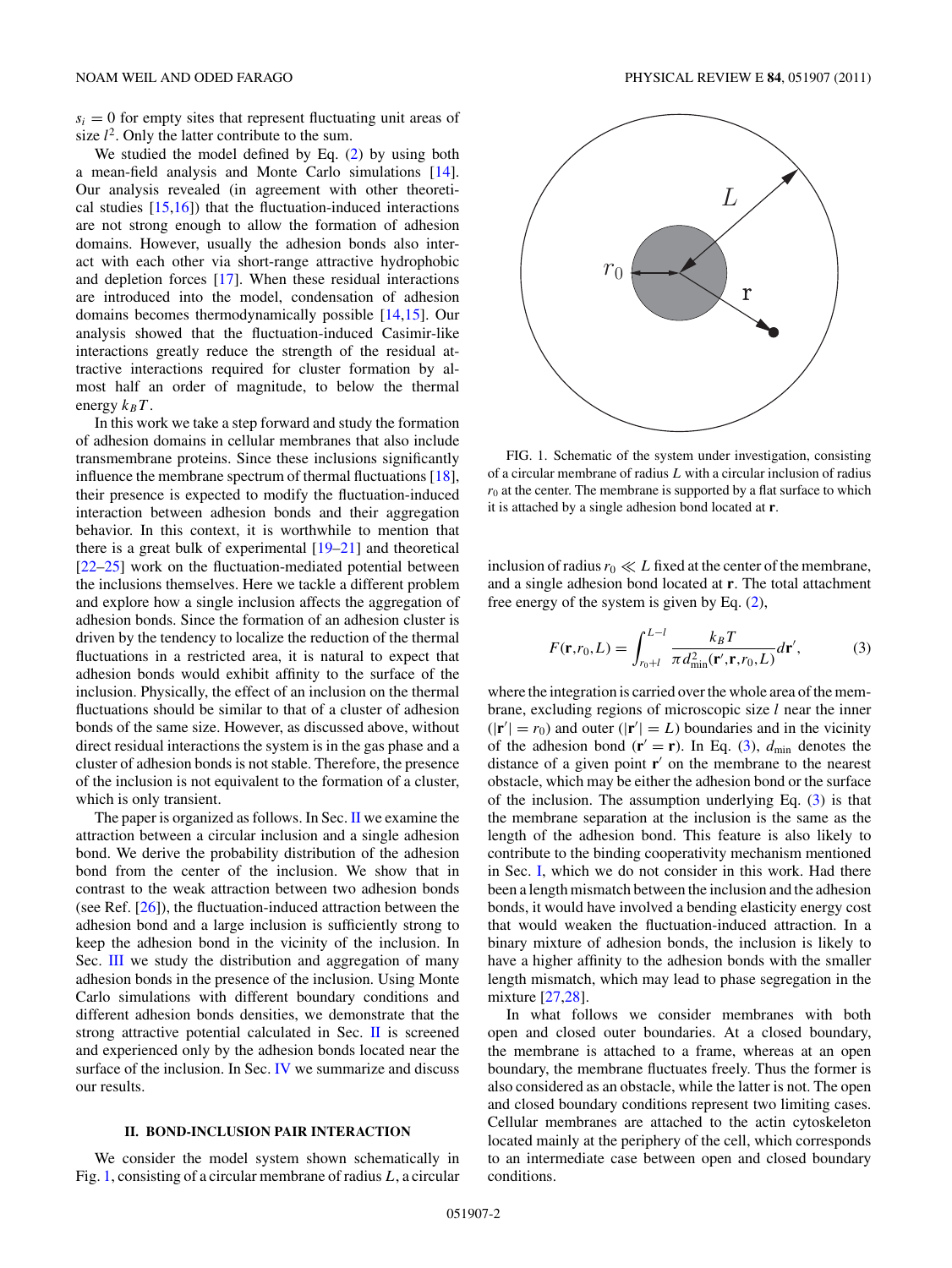$s_i = 0$ for empty sites that represent fluctuating unit areas of size $l^2$. Only the latter contribute to the sum.

We studied the model defined by Eq. (2) by using both a mean-field analysis and Monte Carlo simulations [14]. Our analysis revealed (in agreement with other theoretical studies [15,16]) that the fluctuation-induced interactions are not strong enough to allow the formation of adhesion domains. However, usually the adhesion bonds also interact with each other via short-range attractive hydrophobic and depletion forces [17]. When these residual interactions are introduced into the model, condensation of adhesion domains becomes thermodynamically possible [14,15]. Our analysis showed that the fluctuation-induced Casimir-like interactions greatly reduce the strength of the residual attractive interactions required for cluster formation by almost an order of magnitude, to below the thermal energy $k_BT$.

In this work we take a step forward and study the formation of adhesion domains in cellular membranes that also include transmembrane proteins. Since these inclusions significantly influence the membrane spectrum of thermal fluctuations [18], their presence is expected to modify the fluctuation-induced interaction between adhesion bonds and their aggregation behavior. In this context, it is worthwhile to mention that there is a great bulk of experimental [19–21] and theoretical [22–25] work on the fluctuation-mediated potential between the inclusions themselves. Here we tackle a different problem and explore how a single inclusion affects the aggregation of adhesion bonds. Since the formation of an adhesion cluster is driven by the tendency to localize the reduction of the thermal fluctuations in a restricted area, it is natural to expect that adhesion bonds would exhibit affinity to the surface of the inclusion. Physically, the effect of an inclusion on the thermal fluctuations should be similar to that of a cluster of adhesion bonds of the same size. However, as discussed above, without direct residual interactions the system is in the gas phase and a cluster of adhesion bonds is not stable. Therefore, the presence of the inclusion is not equivalent to the formation of a cluster, which is only transient.

The paper is organized as follows. In Sec. II we examine the attraction between a circular inclusion and a single adhesion bond. We derive the probability distribution of the adhesion bond from the center of the inclusion. We show that in contrast to the weak attraction between two adhesion bonds (see Ref. [26]), the fluctuation-induced attraction between the adhesion bond and a large inclusion is sufficiently strong to keep the adhesion bond in the vicinity of the inclusion. In Sec. III we study the distribution and aggregation of many adhesion bonds in the presence of the inclusion. Using Monte Carlo simulations with different boundary conditions and different adhesion bonds densities, we demonstrate that the strong attractive potential calculated in Sec. II is screened and experienced only by the adhesion bonds located near the surface of the inclusion. In Sec. IV we summarize and discuss our results.

## II. BOND-INCLUSION PAIR INTERACTION

We consider the model system shown schematically in Fig. 1, consisting of a circular membrane of radius $L$, a circular inclusion of radius $r_0 \ll L$ fixed at the center of the membrane, and a single adhesion bond located at $\mathbf{r}$. The total attachment free energy of the system is given by Eq. (2),

$$F(\mathbf{r}, r_0, L) = \int_{r_0+l}^{L-l} \frac{k_BT}{\pi d_{\min}^2(\mathbf{r}', \mathbf{r}, r_0, L)} d\mathbf{r}', \tag{3}$$

where the integration is carried over the whole area of the membrane, excluding regions of microscopic size $l$ near the inner ($|\mathbf{r}'| = r_0$) and outer ($|\mathbf{r}'| = L$) boundaries and in the vicinity of the adhesion bond ($\mathbf{r}' = \mathbf{r}$). In Eq. (3), $d_{\min}$ denotes the distance of a given point $\mathbf{r}'$ on the membrane to the nearest obstacle, which may be either the adhesion bond or the surface of the inclusion. The assumption underlying Eq. (3) is that the membrane separation at the inclusion is the same as the length of the adhesion bond. This feature is also likely to contribute to the binding cooperativity mechanism mentioned in Sec. I, which we do not consider in this work. Had there been a length mismatch between the inclusion and the adhesion bonds, it would have involved a bending elasticity energy cost that would weaken the fluctuation-induced attraction. In a binary mixture of adhesion bonds, the inclusion is likely to have a higher affinity to the adhesion bonds with the smaller length mismatch, which may lead to phase segregation in the mixture [27,28].

In what follows we consider membranes with both open and closed outer boundaries. At a closed boundary, the membrane is attached to a frame, whereas at an open boundary, the membrane fluctuates freely. Thus the former is also considered as an obstacle, while the latter is not. The open and closed boundary conditions represent two limiting cases. Cellular membranes are attached to the actin cytoskeleton located mainly at the periphery of the cell, which corresponds to an intermediate case between open and closed boundary conditions.

$L$

$r_0$

r

FIG. 1. Schematic of the system under investigation, consisting of a circular membrane of radius $L$ with a circular inclusion of radius $r_0$ at the center. The membrane is supported by a flat surface to which it is attached by a single adhesion bond located at $\mathbf{r}$.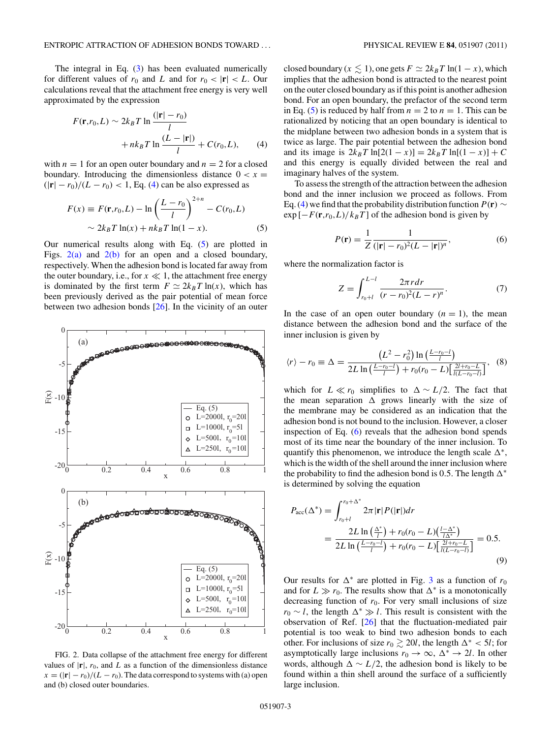The integral in Eq. (3) has been evaluated numerically for different values of $r_0$ and $L$ and for $r_0 < |\mathbf{r}| < L$. Our calculations reveal that the attachment free energy is very well approximated by the expression

$$F(\mathbf{r},r_0,L) \sim 2k_BT \ln \frac{(|\mathbf{r}| - r_0)}{l} + nk_BT \ln \frac{(L - |\mathbf{r}|)}{l} + C(r_0,L), \quad (4)$$

with $n = 1$ for an open outer boundary and $n = 2$ for a closed boundary. Introducing the dimensionless distance $0 < x = (|\mathbf{r}| - r_0)/(L - r_0) < 1$, Eq. (4) can be also expressed as

$$F(x) \equiv F(\mathbf{r},r_0,L) - \ln \left(\frac{L - r_0}{l}\right)^{2+n} - C(r_0,L) \sim 2k_BT \ln(x) + nk_BT \ln(1 - x). \quad (5)$$

Our numerical results along with Eq. (5) are plotted in Figs. 2(a) and 2(b) for an open and a closed boundary, respectively. When the adhesion bond is located far away from the outer boundary, i.e., for $x \ll 1$, the attachment free energy is dominated by the first term $F \simeq 2k_BT \ln(x)$, which has been previously derived as the pair potential of mean force between two adhesion bonds [26]. In the vicinity of an outer closed boundary ($x \lesssim 1$), one gets $F \simeq 2k_BT \ln(1 - x)$, which implies that the adhesion bond is attracted to the nearest point on the outer closed boundary as if this point is another adhesion bond. For an open boundary, the prefactor of the second term in Eq. (5) is reduced by half from $n = 2$ to $n = 1$. This can be rationalized by noticing that an open boundary is identical to the midplane between two adhesion bonds in a system that is twice as large. The pair potential between the adhesion bond and its image is $2k_BT \ln[2(1 - x)] = 2k_BT \ln[(1 - x)] + C$ and this energy is equally divided between the real and imaginary halves of the system.

FIG. 2. Data collapse of the attachment free energy for different values of $|\mathbf{r}|$, $r_0$, and $L$ as a function of the dimensionless distance $x = (|\mathbf{r}| - r_0)/(L - r_0)$. The data correspond to systems with (a) open and (b) closed outer boundaries.

To assess the strength of the attraction between the adhesion bond and the inner inclusion we proceed as follows. From Eq. (4) we find that the probability distribution function $P(\mathbf{r}) \sim \exp[-F(\mathbf{r},r_0,L)/k_BT]$ of the adhesion bond is given by

$$P(\mathbf{r}) = \frac{1}{Z} \frac{1}{(|\mathbf{r}| - r_0)^2 (L - |\mathbf{r}|)^n}, \quad (6)$$

where the normalization factor is

$$Z = \int_{r_0+l}^{L-l} \frac{2\pi r dr}{(r - r_0)^2 (L - r)^n}. \quad (7)$$

In the case of an open outer boundary ($n = 1$), the mean distance between the adhesion bond and the surface of the inner inclusion is given by

$$\langle r \rangle - r_0 \equiv \Delta = \frac{\left(L^2 - r_0^2\right) \ln\left(\frac{L - r_0 - l}{l}\right)}{2L \ln\left(\frac{L - r_0 - l}{l}\right) + r_0(r_0 - L)\left[\frac{2l + r_0 - L}{l(L - r_0 - l)}\right]}, \quad (8)$$

which for $L \ll r_0$ simplifies to $\Delta \sim L/2$. The fact that the mean separation $\Delta$ grows linearly with the size of the membrane may be considered as an indication that the adhesion bond is not bound to the inclusion. However, a closer inspection of Eq. (6) reveals that the adhesion bond spends most of its time near the boundary of the inner inclusion. To quantify this phenomenon, we introduce the length scale $\Delta^*$, which is the width of the shell around the inner inclusion where the probability to find the adhesion bond is 0.5. The length $\Delta^*$ is determined by solving the equation

$$P_{\text{acc}}(\Delta^*) = \int_{r_0+l}^{r_0+\Delta^*} 2\pi |\mathbf{r}| P(|\mathbf{r}|) dr = \frac{2L \ln\left(\frac{\Delta^*}{l}\right) + r_0(r_0 - L)\left(\frac{l - \Delta^*}{l\Delta^*}\right)}{2L \ln\left(\frac{L - r_0 - l}{l}\right) + r_0(r_0 - L)\left[\frac{2l + r_0 - L}{l(L - r_0 - l)}\right]} = 0.5. \quad (9)$$

Our results for $\Delta^*$ are plotted in Fig. 3 as a function of $r_0$ and for $L \gg r_0$. The results show that $\Delta^*$ is a monotonically decreasing function of $r_0$. For very small inclusions of size $r_0 \sim l$, the length $\Delta^* \gg l$. This result is consistent with the observation of Ref. [26] that the fluctuation-mediated pair potential is too weak to bind two adhesion bonds to each other. For inclusions of size $r_0 \gtrsim 20l$, the length $\Delta^* < 5l$; for asymptotically large inclusions $r_0 \to \infty$, $\Delta^* \to 2l$. In other words, although $\Delta \sim L/2$, the adhesion bond is likely to be found within a thin shell around the surface of a sufficiently large inclusion.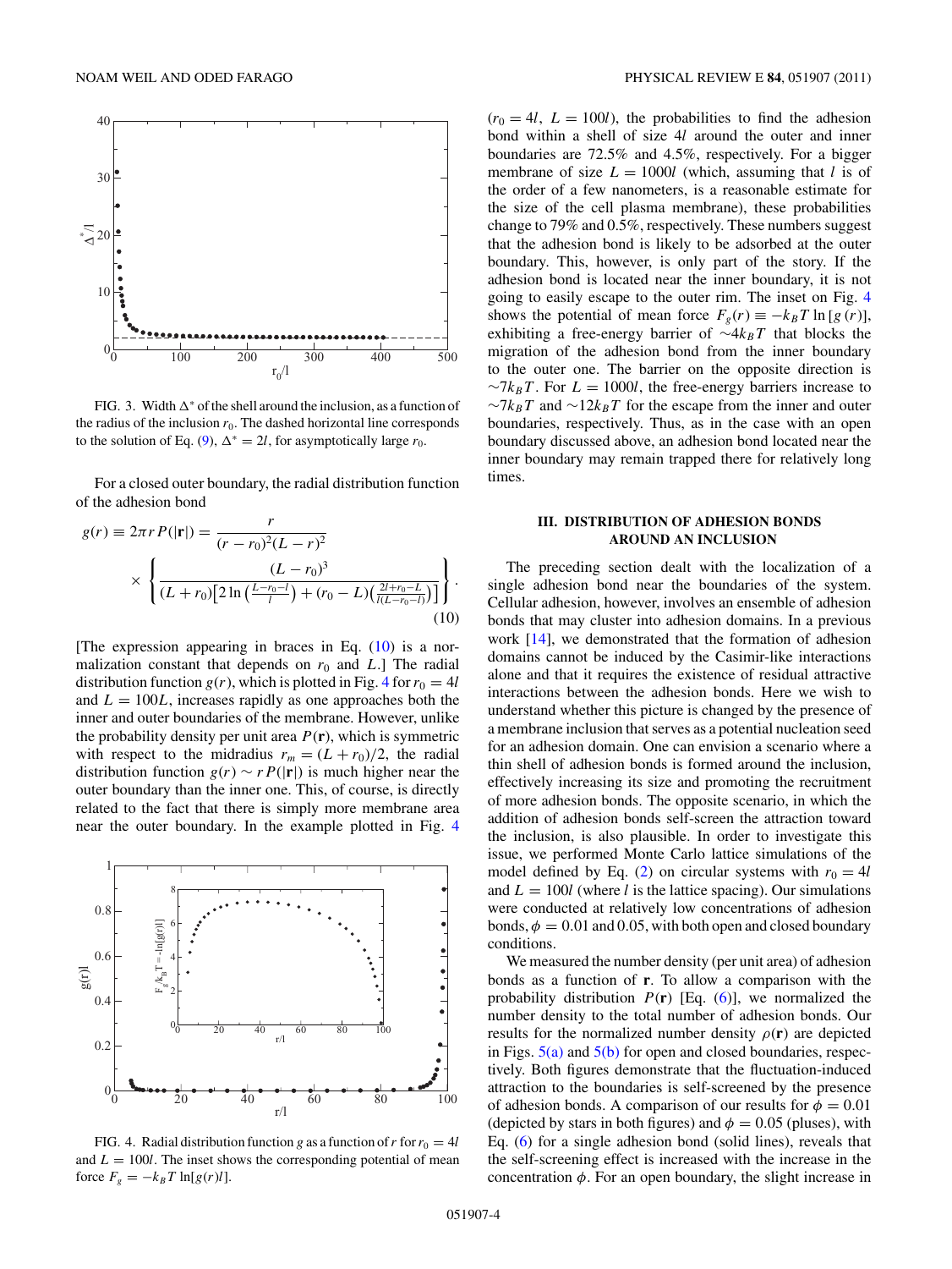FIG. 3. Width $\Delta^*$ of the shell around the inclusion, as a function of the radius of the inclusion $r_0$. The dashed horizontal line corresponds to the solution of Eq. (9), $\Delta^* = 2l$, for asymptotically large $r_0$.

For a closed outer boundary, the radial distribution function of the adhesion bond

$$g(r) \equiv 2\pi r P(|\mathbf{r}|) = \frac{r}{(r-r_0)^2(L-r)^2} \times \left\{ \frac{(L-r_0)^3}{(L+r_0)\left[2\ln\left(\frac{L-r_0-l}{l}\right) + (r_0 - L)\left(\frac{2l+r_0-L}{l(L-r_0-l)}\right)\right]} \right\}. \tag{10}$$

[The expression appearing in braces in Eq. (10) is a normalization constant that depends on $r_0$ and $L$.] The radial distribution function $g(r)$, which is plotted in Fig. 4 for $r_0 = 4l$ and $L = 100L$, increases rapidly as one approaches both the inner and outer boundaries of the membrane. However, unlike the probability density per unit area $P(\mathbf{r})$, which is symmetric with respect to the midradius $r_m = (L + r_0)/2$, the radial distribution function $g(r) \sim r P(|\mathbf{r}|)$ is much higher near the outer boundary than the inner one. This, of course, is directly related to the fact that there is simply more membrane area near the outer boundary. In the example plotted in Fig. 4

FIG. 4. Radial distribution function $g$ as a function of $r$ for $r_0 = 4l$ and $L = 100l$. The inset shows the corresponding potential of mean force $F_g = -k_BT \ln[g(r)l]$.

($r_0 = 4l$, $L = 100l$), the probabilities to find the adhesion bond within a shell of size $4l$ around the outer and inner boundaries are 72.5% and 4.5%, respectively. For a bigger membrane of size $L = 1000l$ (which, assuming that $l$ is of the order of a few nanometers, is a reasonable estimate for the size of the cell plasma membrane), these probabilities change to 79% and 0.5%, respectively. These numbers suggest that the adhesion bond is likely to be adsorbed at the outer boundary. This, however, is only part of the story. If the adhesion bond is located near the inner boundary, it is not going to easily escape to the outer rim. The inset on Fig. 4 shows the potential of mean force $F_g(r) \equiv -k_BT \ln[g(r)]$, exhibiting a free-energy barrier of $\sim 4k_BT$ that blocks the migration of the adhesion bond from the inner boundary to the outer one. The barrier on the opposite direction is $\sim 7k_BT$. For $L = 1000l$, the free-energy barriers increase to $\sim 7k_BT$ and $\sim 12k_BT$ for the escape from the inner and outer boundaries, respectively. Thus, as in the case with an open boundary discussed above, an adhesion bond located near the inner boundary may remain trapped there for relatively long times.

## III. DISTRIBUTION OF ADHESION BONDS AROUND AN INCLUSION

The preceding section dealt with the localization of a single adhesion bond near the boundaries of the system. Cellular adhesion, however, involves an ensemble of adhesion bonds that may cluster into adhesion domains. In a previous work [14], we demonstrated that the formation of adhesion domains cannot be induced by the Casimir-like interactions alone and that it requires the existence of residual attractive interactions between the adhesion bonds. Here we wish to understand whether this picture is changed by the presence of a membrane inclusion that serves as a potential nucleation seed for an adhesion domain. One can envision a scenario where a thin shell of adhesion bonds is formed around the inclusion, effectively increasing its size and promoting the recruitment of more adhesion bonds. The opposite scenario, in which the addition of adhesion bonds self-screen the attraction toward the inclusion, is also plausible. In order to investigate this issue, we performed Monte Carlo lattice simulations of the model defined by Eq. (2) on circular systems with $r_0 = 4l$ and $L = 100l$ (where $l$ is the lattice spacing). Our simulations were conducted at relatively low concentrations of adhesion bonds, $\phi = 0.01$ and $0.05$, with both open and closed boundary conditions.

We measured the number density (per unit area) of adhesion bonds as a function of $\mathbf{r}$. To allow a comparison with the probability distribution $P(\mathbf{r})$ [Eq. (6)], we normalized the number density to the total number of adhesion bonds. Our results for the normalized number density $\rho(\mathbf{r})$ are depicted in Figs. 5(a) and 5(b) for open and closed boundaries, respectively. Both figures demonstrate that the fluctuation-induced attraction to the boundaries is self-screened by the presence of adhesion bonds. A comparison of our results for $\phi = 0.01$ (depicted by stars in both figures) and $\phi = 0.05$ (pluses), with Eq. (6) for a single adhesion bond (solid lines), reveals that the self-screening effect is increased with the increase in the concentration $\phi$. For an open boundary, the slight increase in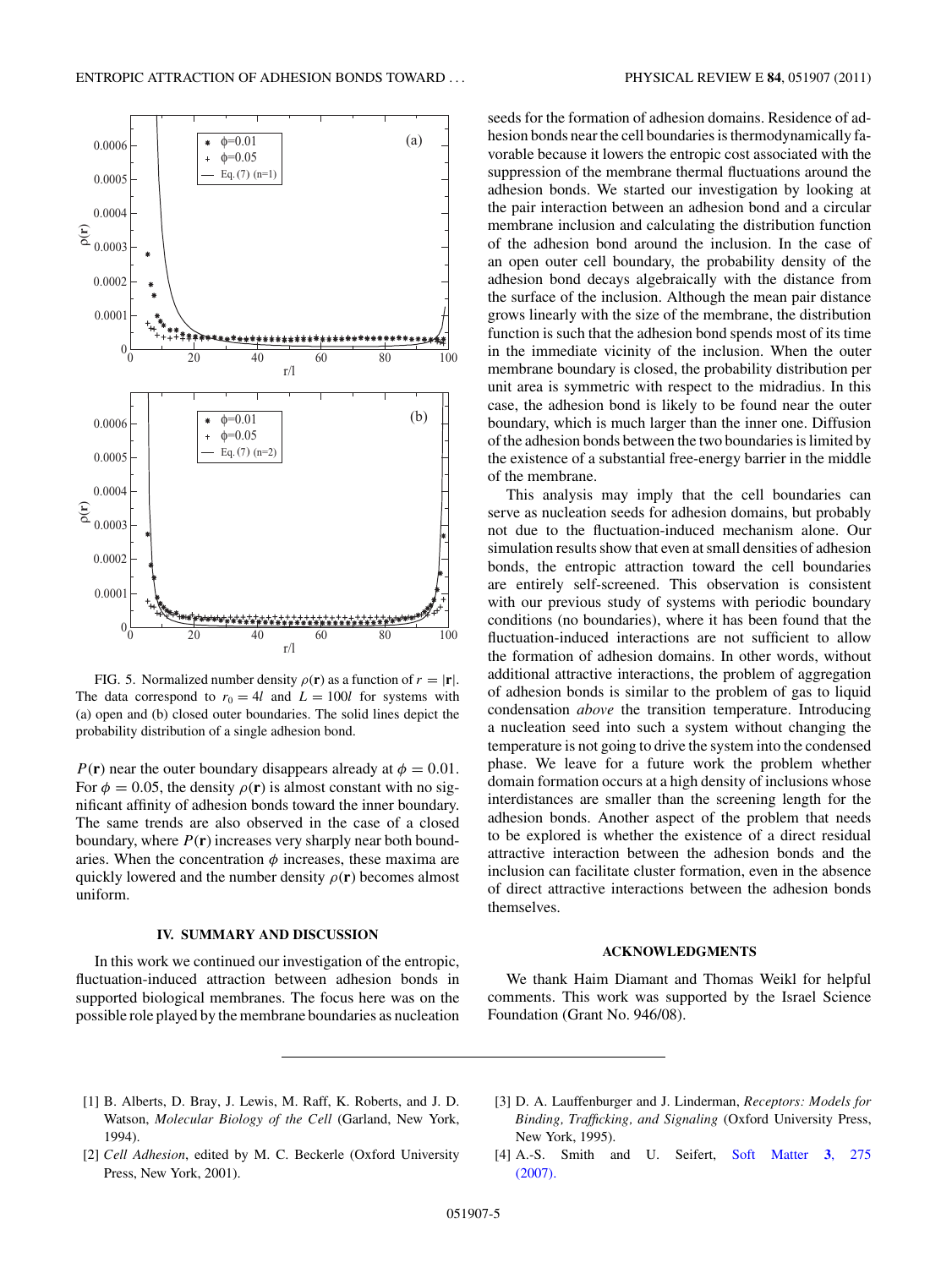(a)

0.0006

0.0005

0.0004

$\rho(\mathbf{r})$

0.0003

0.0002

0.0001

0

0 20 40 60 80 100

r/l

* $\phi$=0.01
+ $\phi$=0.05
— Eq. (7) (n=1)

(b)

0.0006

0.0005

0.0004

$\rho(\mathbf{r})$

0.0003

0.0002

0.0001

0

0 20 40 60 80 100

r/l

* $\phi$=0.01
+ $\phi$=0.05
— Eq. (7) (n=2)

FIG. 5. Normalized number density $\rho(\mathbf{r})$ as a function of $r = |\mathbf{r}|$. The data correspond to $r_0 = 4l$ and $L = 100l$ for systems with (a) open and (b) closed outer boundaries. The solid lines depict the probability distribution of a single adhesion bond.

$P(\mathbf{r})$ near the outer boundary disappears already at $\phi = 0.01$. For $\phi = 0.05$, the density $\rho(\mathbf{r})$ is almost constant with no significant affinity of adhesion bonds toward the inner boundary. The same trends are also observed in the case of a closed boundary, where $P(\mathbf{r})$ increases very sharply near both boundaries. When the concentration $\phi$ increases, these maxima are quickly lowered and the number density $\rho(\mathbf{r})$ becomes almost uniform.

## IV. SUMMARY AND DISCUSSION

In this work we continued our investigation of the entropic, fluctuation-induced attraction between adhesion bonds in supported biological membranes. The focus here was on the possible role played by the membrane boundaries as nucleation seeds for the formation of adhesion domains. Residence of adhesion bonds near the cell boundaries is thermodynamically favorable because it lowers the entropic cost associated with the suppression of the membrane thermal fluctuations around the adhesion bonds. We started our investigation by looking at the pair interaction between an adhesion bond and a circular membrane inclusion and calculating the distribution function of the adhesion bond around the inclusion. In the case of an open outer cell boundary, the probability density of the adhesion bond decays algebraically with the distance from the surface of the inclusion. Although the mean pair distance grows linearly with the size of the membrane, the distribution function is such that the adhesion bond spends most of its time in the immediate vicinity of the inclusion. When the outer membrane boundary is closed, the probability distribution per unit area is symmetric with respect to the midradius. In this case, the adhesion bond is likely to be found near the outer boundary, which is much larger than the inner one. Diffusion of the adhesion bonds between the two boundaries is limited by the existence of a substantial free-energy barrier in the middle of the membrane.

This analysis may imply that the cell boundaries can serve as nucleation seeds for adhesion domains, but probably not due to the fluctuation-induced mechanism alone. Our simulation results show that even at small densities of adhesion bonds, the entropic attraction toward the cell boundaries are entirely self-screened. This observation is consistent with our previous study of systems with periodic boundary conditions (no boundaries), where it has been found that the fluctuation-induced interactions are not sufficient to allow the formation of adhesion domains. In other words, without additional attractive interactions, the problem of aggregation of adhesion bonds is similar to the problem of gas to liquid condensation *above* the transition temperature. Introducing a nucleation seed into such a system without changing the temperature is not going to drive the system into the condensed phase. We leave for a future work the problem whether domain formation occurs at a high density of inclusions whose interdistances are smaller than the screening length for the adhesion bonds. Another aspect of the problem that needs to be explored is whether the existence of a direct residual attractive interaction between the adhesion bonds and the inclusion can facilitate cluster formation, even in the absence of direct attractive interactions between the adhesion bonds themselves.

## ACKNOWLEDGMENTS

We thank Haim Diamant and Thomas Weikl for helpful comments. This work was supported by the Israel Science Foundation (Grant No. 946/08).

---

[1] B. Alberts, D. Bray, J. Lewis, M. Raff, K. Roberts, and J. D. Watson, *Molecular Biology of the Cell* (Garland, New York, 1994).

[2] *Cell Adhesion*, edited by M. C. Beckerle (Oxford University Press, New York, 2001).

[3] D. A. Lauffenburger and J. Linderman, *Receptors: Models for Binding, Trafficking, and Signaling* (Oxford University Press, New York, 1995).

[4] A.-S. Smith and U. Seifert, Soft Matter **3**, 275 (2007).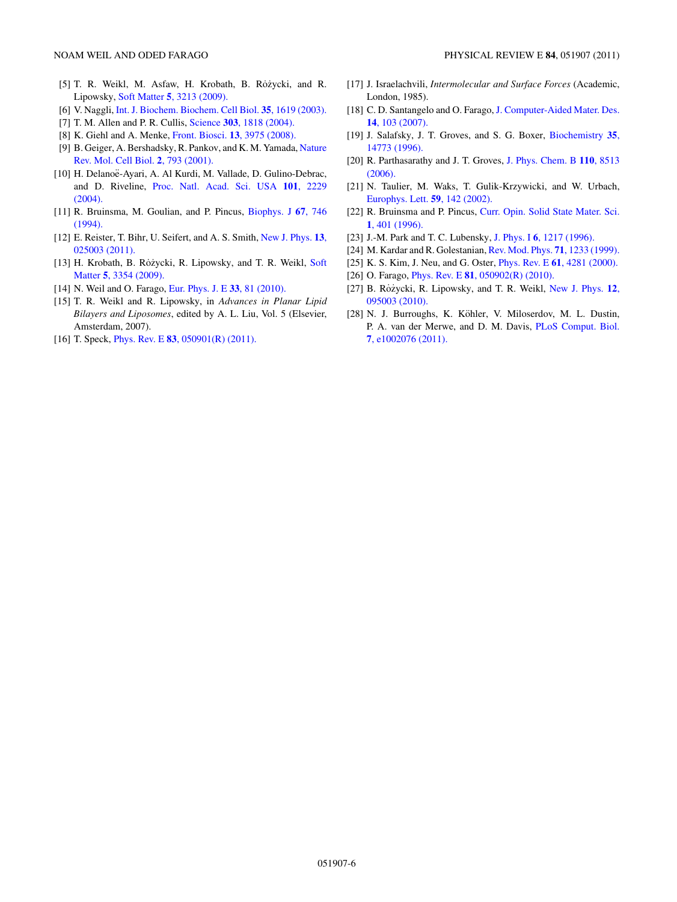[5] T. R. Weikl, M. Asfaw, H. Krobath, B. Różycki, and R. Lipowsky, Soft Matter **5**, 3213 (2009).

[6] V. Naggli, Int. J. Biochem. Biochem. Cell Biol. **35**, 1619 (2003).

[7] T. M. Allen and P. R. Cullis, Science **303**, 1818 (2004).

[8] K. Giehl and A. Menke, Front. Biosci. **13**, 3975 (2008).

[9] B. Geiger, A. Bershadsky, R. Pankov, and K. M. Yamada, Nature Rev. Mol. Cell Biol. **2**, 793 (2001).

[10] H. Delanoë-Ayari, A. Al Kurdi, M. Vallade, D. Gulino-Debrac, and D. Riveline, Proc. Natl. Acad. Sci. USA **101**, 2229 (2004).

[11] R. Bruinsma, M. Goulian, and P. Pincus, Biophys. J **67**, 746 (1994).

[12] E. Reister, T. Bihr, U. Seifert, and A. S. Smith, New J. Phys. **13**, 025003 (2011).

[13] H. Krobath, B. Różycki, R. Lipowsky, and T. R. Weikl, Soft Matter **5**, 3354 (2009).

[14] N. Weil and O. Farago, Eur. Phys. J. E **33**, 81 (2010).

[15] T. R. Weikl and R. Lipowsky, in *Advances in Planar Lipid Bilayers and Liposomes*, edited by A. L. Liu, Vol. 5 (Elsevier, Amsterdam, 2007).

[16] T. Speck, Phys. Rev. E **83**, 050901(R) (2011).

[17] J. Israelachvili, *Intermolecular and Surface Forces* (Academic, London, 1985).

[18] C. D. Santangelo and O. Farago, J. Computer-Aided Mater. Des. **14**, 103 (2007).

[19] J. Salafsky, J. T. Groves, and S. G. Boxer, Biochemistry **35**, 14773 (1996).

[20] R. Parthasarathy and J. T. Groves, J. Phys. Chem. B **110**, 8513 (2006).

[21] N. Taulier, M. Waks, T. Gulik-Krzywicki, and W. Urbach, Europhys. Lett. **59**, 142 (2002).

[22] R. Bruinsma and P. Pincus, Curr. Opin. Solid State Mater. Sci. **1**, 401 (1996).

[23] J.-M. Park and T. C. Lubensky, J. Phys. I **6**, 1217 (1996).

[24] M. Kardar and R. Golestanian, Rev. Mod. Phys. **71**, 1233 (1999).

[25] K. S. Kim, J. Neu, and G. Oster, Phys. Rev. E **61**, 4281 (2000).

[26] O. Farago, Phys. Rev. E **81**, 050902(R) (2010).

[27] B. Różycki, R. Lipowsky, and T. R. Weikl, New J. Phys. **12**, 095003 (2010).

[28] N. J. Burroughs, K. Köhler, V. Miloserdov, M. L. Dustin, P. A. van der Merwe, and D. M. Davis, PLoS Comput. Biol. **7**, e1002076 (2011).